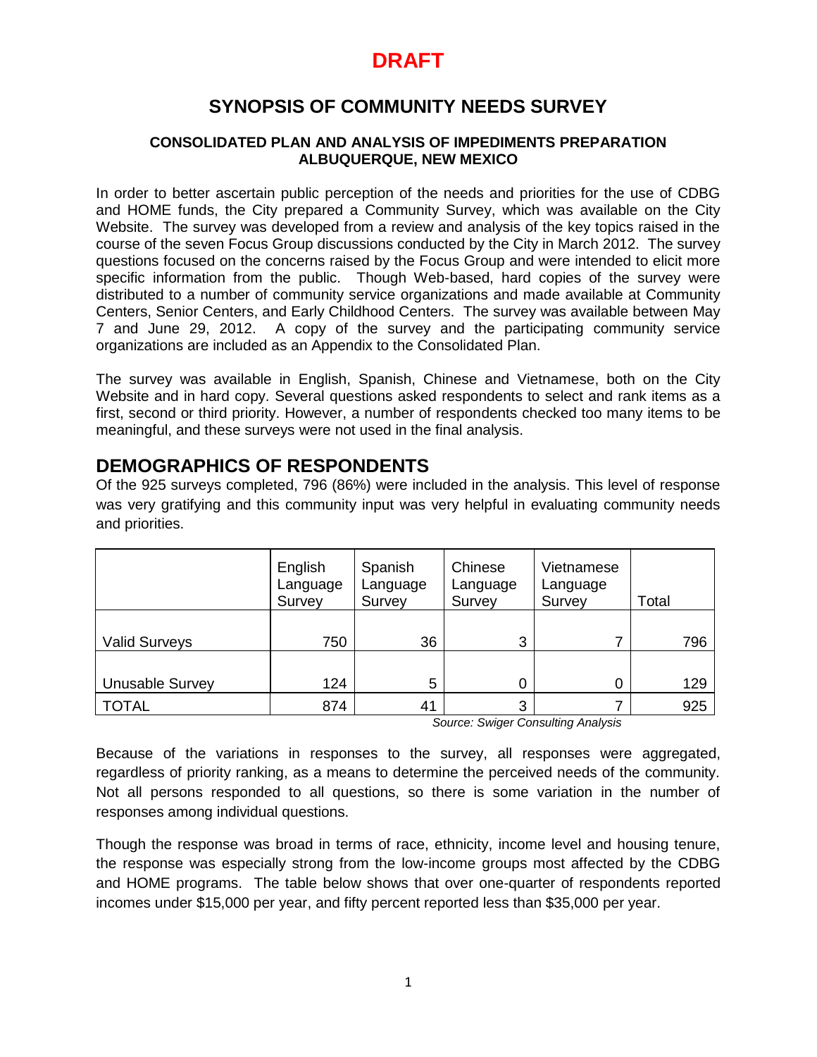# DRAFT

## SYNOPSIS OF COMMUNITY NEEDS SURVEY

**CONSOLIDATED PLAN AND ANALYSIS OF IMPEDIMENTS PREPARATION**
**ALBUQUERQUE, NEW MEXICO**

In order to better ascertain public perception of the needs and priorities for the use of CDBG and HOME funds, the City prepared a Community Survey, which was available on the City Website. The survey was developed from a review and analysis of the key topics raised in the course of the seven Focus Group discussions conducted by the City in March 2012. The survey questions focused on the concerns raised by the Focus Group and were intended to elicit more specific information from the public. Though Web-based, hard copies of the survey were distributed to a number of community service organizations and made available at Community Centers, Senior Centers, and Early Childhood Centers. The survey was available between May 7 and June 29, 2012. A copy of the survey and the participating community service organizations are included as an Appendix to the Consolidated Plan.

The survey was available in English, Spanish, Chinese and Vietnamese, both on the City Website and in hard copy. Several questions asked respondents to select and rank items as a first, second or third priority. However, a number of respondents checked too many items to be meaningful, and these surveys were not used in the final analysis.

## DEMOGRAPHICS OF RESPONDENTS

Of the 925 surveys completed, 796 (86%) were included in the analysis. This level of response was very gratifying and this community input was very helpful in evaluating community needs and priorities.

| | English Language Survey | Spanish Language Survey | Chinese Language Survey | Vietnamese Language Survey | Total |
|---|---|---|---|---|---|
| Valid Surveys | 750 | 36 | 3 | 7 | 796 |
| Unusable Survey | 124 | 5 | 0 | 0 | 129 |
| TOTAL | 874 | 41 | 3 | 7 | 925 |

*Source: Swiger Consulting Analysis*

Because of the variations in responses to the survey, all responses were aggregated, regardless of priority ranking, as a means to determine the perceived needs of the community. Not all persons responded to all questions, so there is some variation in the number of responses among individual questions.

Though the response was broad in terms of race, ethnicity, income level and housing tenure, the response was especially strong from the low-income groups most affected by the CDBG and HOME programs. The table below shows that over one-quarter of respondents reported incomes under $15,000 per year, and fifty percent reported less than $35,000 per year.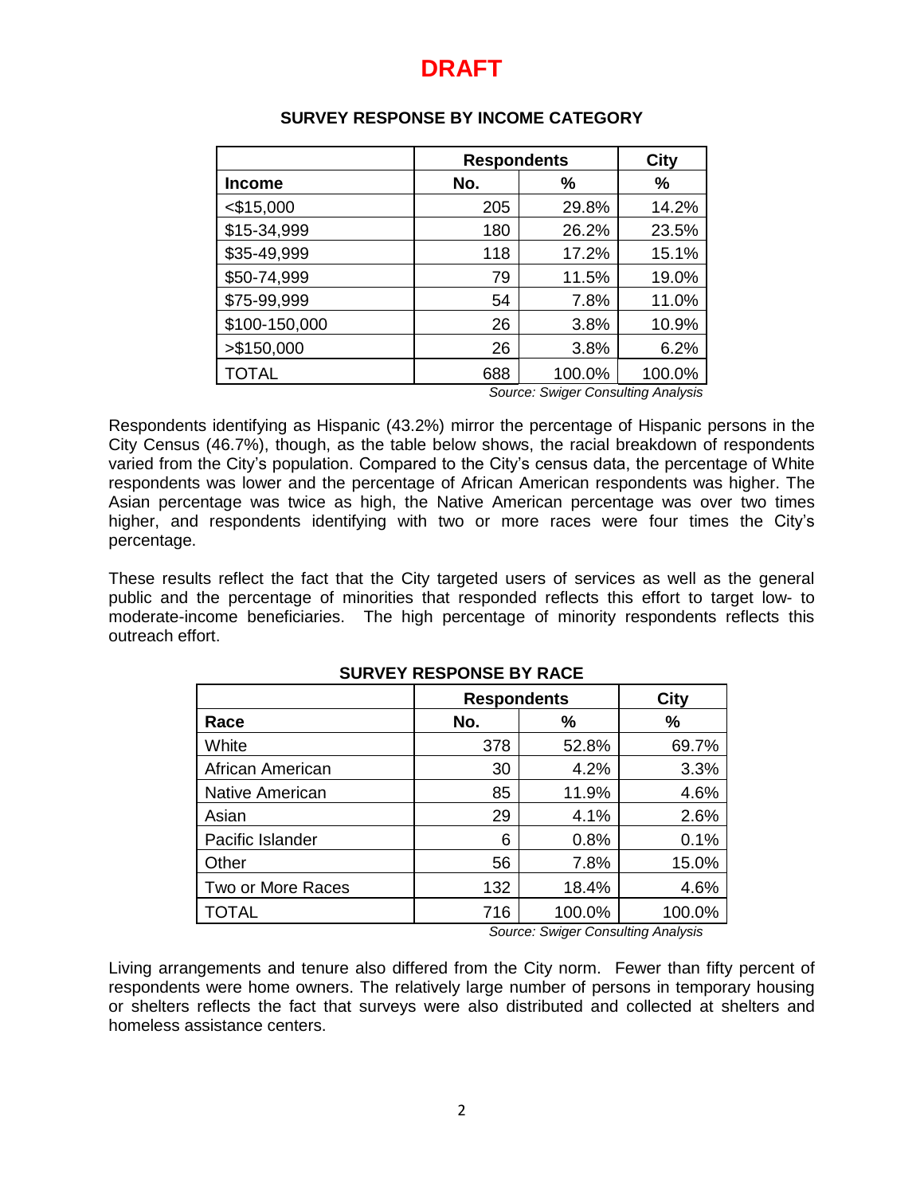# DRAFT

### SURVEY RESPONSE BY INCOME CATEGORY

| | Respondents | | City |
|---|---|---|---|
| **Income** | **No.** | **%** | **%** |
| <$15,000 | 205 | 29.8% | 14.2% |
| $15-34,999 | 180 | 26.2% | 23.5% |
| $35-49,999 | 118 | 17.2% | 15.1% |
| $50-74,999 | 79 | 11.5% | 19.0% |
| $75-99,999 | 54 | 7.8% | 11.0% |
| $100-150,000 | 26 | 3.8% | 10.9% |
| >$150,000 | 26 | 3.8% | 6.2% |
| TOTAL | 688 | 100.0% | 100.0% |

*Source: Swiger Consulting Analysis*

Respondents identifying as Hispanic (43.2%) mirror the percentage of Hispanic persons in the City Census (46.7%), though, as the table below shows, the racial breakdown of respondents varied from the City's population. Compared to the City's census data, the percentage of White respondents was lower and the percentage of African American respondents was higher. The Asian percentage was twice as high, the Native American percentage was over two times higher, and respondents identifying with two or more races were four times the City's percentage.

These results reflect the fact that the City targeted users of services as well as the general public and the percentage of minorities that responded reflects this effort to target low- to moderate-income beneficiaries. The high percentage of minority respondents reflects this outreach effort.

### SURVEY RESPONSE BY RACE

| | Respondents | | City |
|---|---|---|---|
| **Race** | **No.** | **%** | **%** |
| White | 378 | 52.8% | 69.7% |
| African American | 30 | 4.2% | 3.3% |
| Native American | 85 | 11.9% | 4.6% |
| Asian | 29 | 4.1% | 2.6% |
| Pacific Islander | 6 | 0.8% | 0.1% |
| Other | 56 | 7.8% | 15.0% |
| Two or More Races | 132 | 18.4% | 4.6% |
| TOTAL | 716 | 100.0% | 100.0% |

*Source: Swiger Consulting Analysis*

Living arrangements and tenure also differed from the City norm. Fewer than fifty percent of respondents were home owners. The relatively large number of persons in temporary housing or shelters reflects the fact that surveys were also distributed and collected at shelters and homeless assistance centers.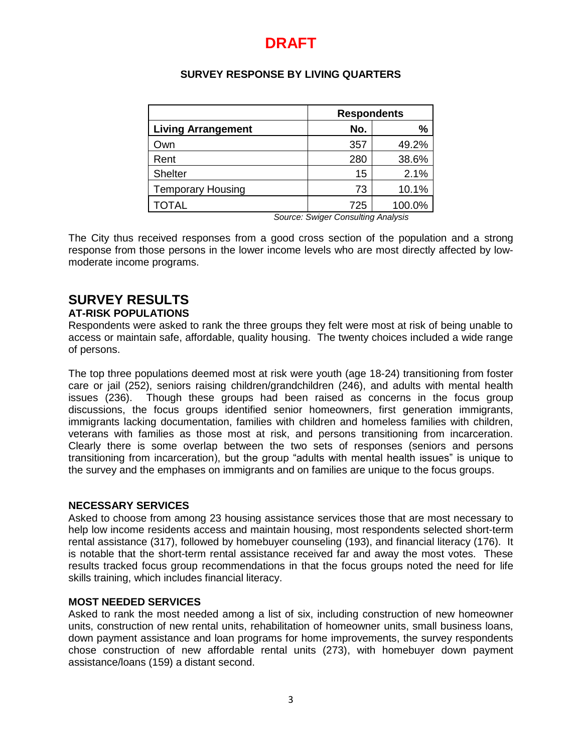**DRAFT**

**SURVEY RESPONSE BY LIVING QUARTERS**

| | Respondents | |
|---|---|---|
| **Living Arrangement** | **No.** | **%** |
| Own | 357 | 49.2% |
| Rent | 280 | 38.6% |
| Shelter | 15 | 2.1% |
| Temporary Housing | 73 | 10.1% |
| TOTAL | 725 | 100.0% |

*Source: Swiger Consulting Analysis*

The City thus received responses from a good cross section of the population and a strong response from those persons in the lower income levels who are most directly affected by low-moderate income programs.

# SURVEY RESULTS

## AT-RISK POPULATIONS

Respondents were asked to rank the three groups they felt were most at risk of being unable to access or maintain safe, affordable, quality housing. The twenty choices included a wide range of persons.

The top three populations deemed most at risk were youth (age 18-24) transitioning from foster care or jail (252), seniors raising children/grandchildren (246), and adults with mental health issues (236). Though these groups had been raised as concerns in the focus group discussions, the focus groups identified senior homeowners, first generation immigrants, immigrants lacking documentation, families with children and homeless families with children, veterans with families as those most at risk, and persons transitioning from incarceration. Clearly there is some overlap between the two sets of responses (seniors and persons transitioning from incarceration), but the group "adults with mental health issues" is unique to the survey and the emphases on immigrants and on families are unique to the focus groups.

## NECESSARY SERVICES

Asked to choose from among 23 housing assistance services those that are most necessary to help low income residents access and maintain housing, most respondents selected short-term rental assistance (317), followed by homebuyer counseling (193), and financial literacy (176). It is notable that the short-term rental assistance received far and away the most votes. These results tracked focus group recommendations in that the focus groups noted the need for life skills training, which includes financial literacy.

## MOST NEEDED SERVICES

Asked to rank the most needed among a list of six, including construction of new homeowner units, construction of new rental units, rehabilitation of homeowner units, small business loans, down payment assistance and loan programs for home improvements, the survey respondents chose construction of new affordable rental units (273), with homebuyer down payment assistance/loans (159) a distant second.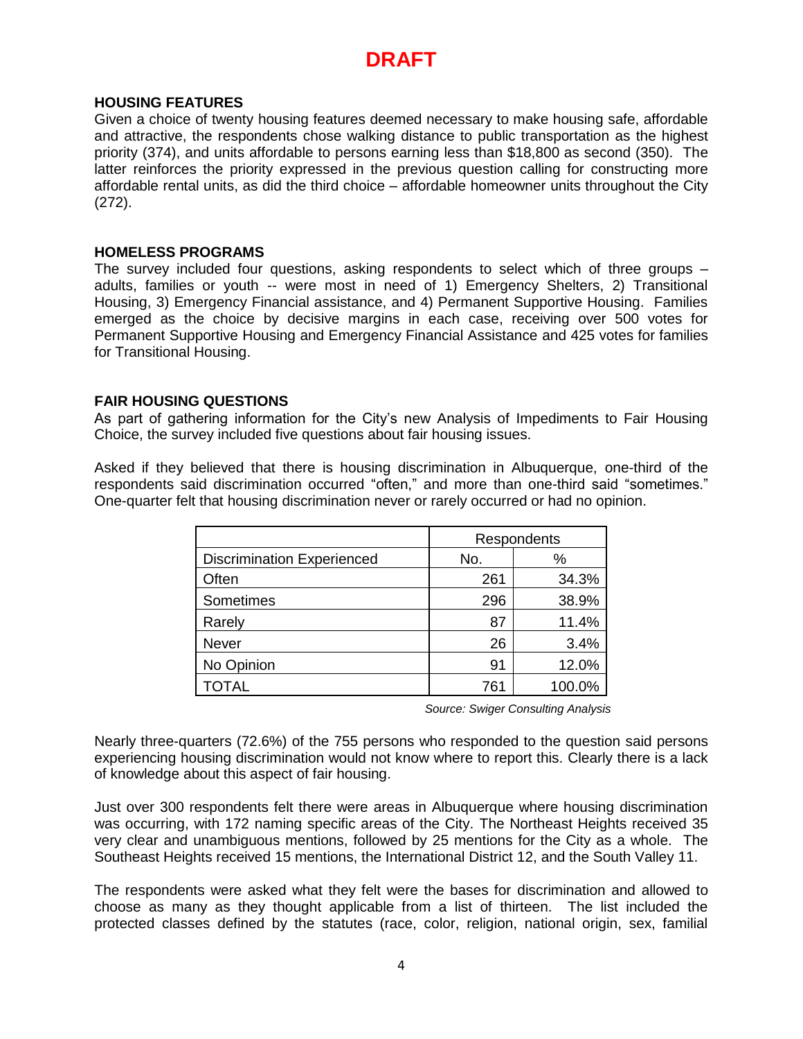# DRAFT

### HOUSING FEATURES

Given a choice of twenty housing features deemed necessary to make housing safe, affordable and attractive, the respondents chose walking distance to public transportation as the highest priority (374), and units affordable to persons earning less than $18,800 as second (350). The latter reinforces the priority expressed in the previous question calling for constructing more affordable rental units, as did the third choice – affordable homeowner units throughout the City (272).

### HOMELESS PROGRAMS

The survey included four questions, asking respondents to select which of three groups – adults, families or youth -- were most in need of 1) Emergency Shelters, 2) Transitional Housing, 3) Emergency Financial assistance, and 4) Permanent Supportive Housing. Families emerged as the choice by decisive margins in each case, receiving over 500 votes for Permanent Supportive Housing and Emergency Financial Assistance and 425 votes for families for Transitional Housing.

### FAIR HOUSING QUESTIONS

As part of gathering information for the City's new Analysis of Impediments to Fair Housing Choice, the survey included five questions about fair housing issues.

Asked if they believed that there is housing discrimination in Albuquerque, one-third of the respondents said discrimination occurred "often," and more than one-third said "sometimes." One-quarter felt that housing discrimination never or rarely occurred or had no opinion.

| | Respondents | |
|---|---|---|
| Discrimination Experienced | No. | % |
| Often | 261 | 34.3% |
| Sometimes | 296 | 38.9% |
| Rarely | 87 | 11.4% |
| Never | 26 | 3.4% |
| No Opinion | 91 | 12.0% |
| TOTAL | 761 | 100.0% |

*Source: Swiger Consulting Analysis*

Nearly three-quarters (72.6%) of the 755 persons who responded to the question said persons experiencing housing discrimination would not know where to report this. Clearly there is a lack of knowledge about this aspect of fair housing.

Just over 300 respondents felt there were areas in Albuquerque where housing discrimination was occurring, with 172 naming specific areas of the City. The Northeast Heights received 35 very clear and unambiguous mentions, followed by 25 mentions for the City as a whole. The Southeast Heights received 15 mentions, the International District 12, and the South Valley 11.

The respondents were asked what they felt were the bases for discrimination and allowed to choose as many as they thought applicable from a list of thirteen. The list included the protected classes defined by the statutes (race, color, religion, national origin, sex, familial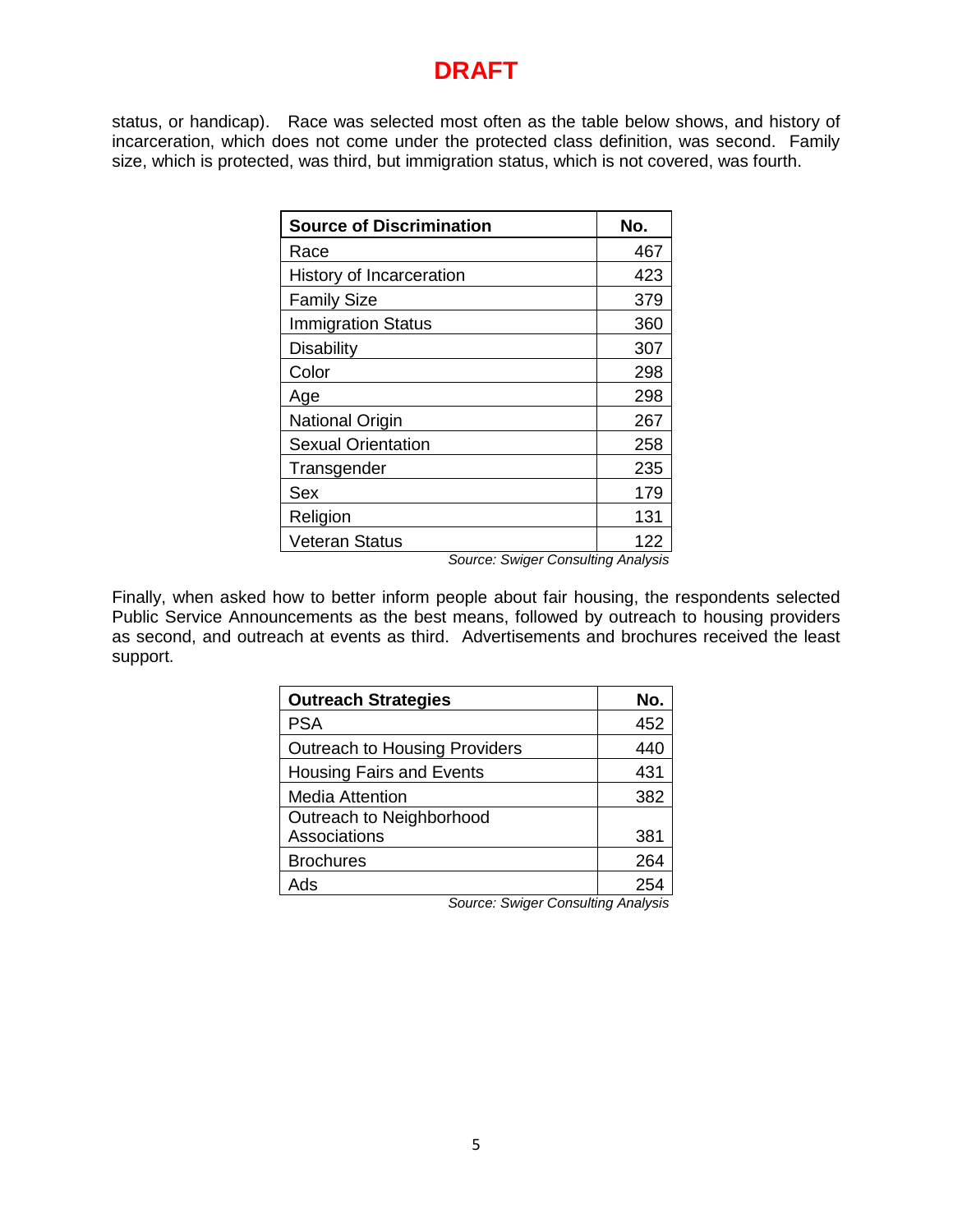# DRAFT

status, or handicap). Race was selected most often as the table below shows, and history of incarceration, which does not come under the protected class definition, was second. Family size, which is protected, was third, but immigration status, which is not covered, was fourth.

| Source of Discrimination | No. |
|---|---|
| Race | 467 |
| History of Incarceration | 423 |
| Family Size | 379 |
| Immigration Status | 360 |
| Disability | 307 |
| Color | 298 |
| Age | 298 |
| National Origin | 267 |
| Sexual Orientation | 258 |
| Transgender | 235 |
| Sex | 179 |
| Religion | 131 |
| Veteran Status | 122 |

*Source: Swiger Consulting Analysis*

Finally, when asked how to better inform people about fair housing, the respondents selected Public Service Announcements as the best means, followed by outreach to housing providers as second, and outreach at events as third. Advertisements and brochures received the least support.

| Outreach Strategies | No. |
|---|---|
| PSA | 452 |
| Outreach to Housing Providers | 440 |
| Housing Fairs and Events | 431 |
| Media Attention | 382 |
| Outreach to Neighborhood Associations | 381 |
| Brochures | 264 |
| Ads | 254 |

*Source: Swiger Consulting Analysis*